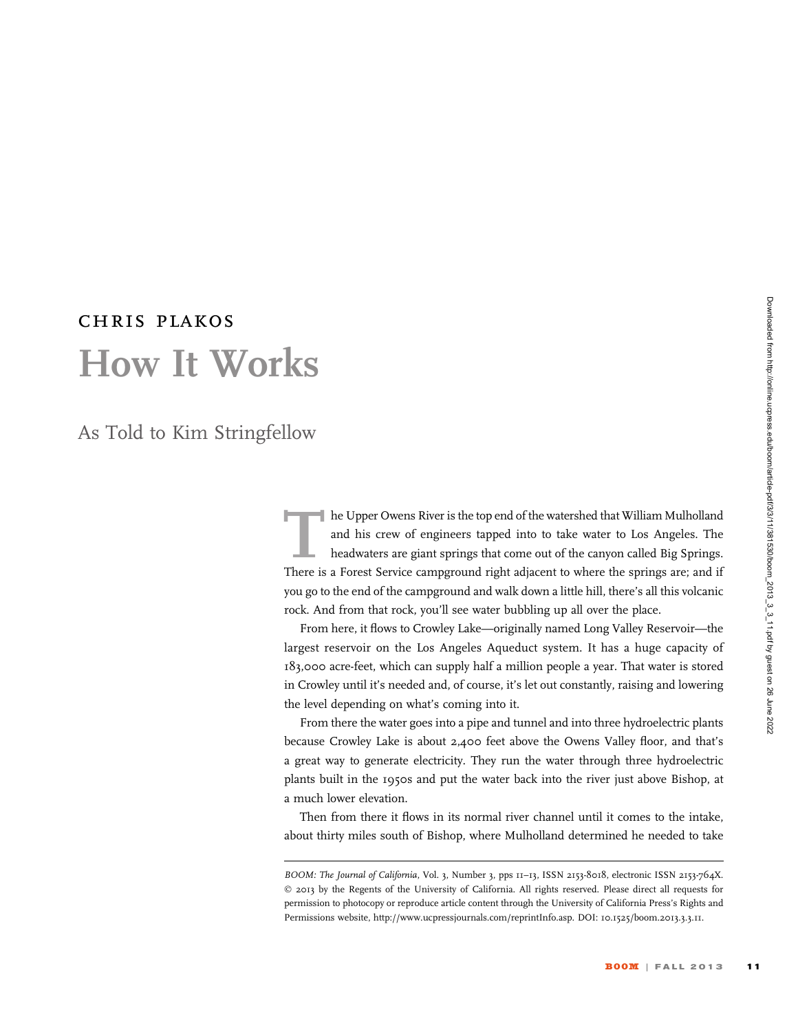CHRIS PLAKOS

# How It Works

## As Told to Kim Stringfellow

The Upper Owens River is the top end of the watershed that William Mulholland and his crew of engineers tapped into to take water to Los Angeles. The headwaters are giant springs that come out of the canyon called Big Springs. There is a Forest Service campground right adjacent to where the springs are; and if you go to the end of the campground and walk down a little hill, there's all this volcanic rock. And from that rock, you'll see water bubbling up all over the place.

From here, it flows to Crowley Lake—originally named Long Valley Reservoir—the largest reservoir on the Los Angeles Aqueduct system. It has a huge capacity of 183,000 acre-feet, which can supply half a million people a year. That water is stored in Crowley until it's needed and, of course, it's let out constantly, raising and lowering the level depending on what's coming into it.

From there the water goes into a pipe and tunnel and into three hydroelectric plants because Crowley Lake is about 2,400 feet above the Owens Valley floor, and that's a great way to generate electricity. They run the water through three hydroelectric plants built in the 1950s and put the water back into the river just above Bishop, at a much lower elevation.

Then from there it flows in its normal river channel until it comes to the intake, about thirty miles south of Bishop, where Mulholland determined he needed to take

---

*BOOM: The Journal of California*, Vol. 3, Number 3, pps 11–13, ISSN 2153-8018, electronic ISSN 2153-764X. © 2013 by the Regents of the University of California. All rights reserved. Please direct all requests for permission to photocopy or reproduce article content through the University of California Press's Rights and Permissions website, http://www.ucpressjournals.com/reprintInfo.asp. DOI: 10.1525/boom.2013.3.3.11.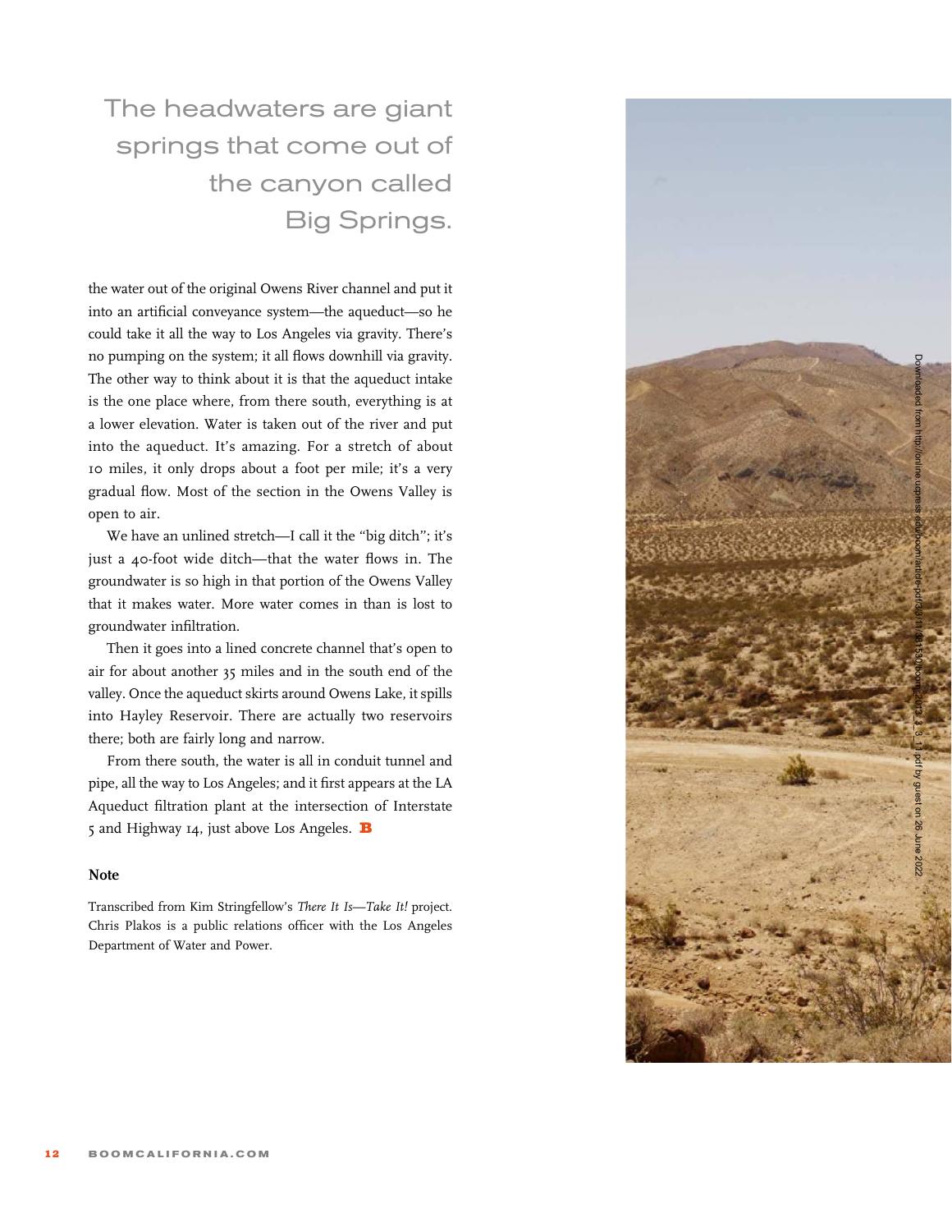> The headwaters are giant springs that come out of the canyon called Big Springs.

the water out of the original Owens River channel and put it into an artificial conveyance system—the aqueduct—so he could take it all the way to Los Angeles via gravity. There's no pumping on the system; it all flows downhill via gravity. The other way to think about it is that the aqueduct intake is the one place where, from there south, everything is at a lower elevation. Water is taken out of the river and put into the aqueduct. It's amazing. For a stretch of about 10 miles, it only drops about a foot per mile; it's a very gradual flow. Most of the section in the Owens Valley is open to air.

We have an unlined stretch—I call it the "big ditch"; it's just a 40-foot wide ditch—that the water flows in. The groundwater is so high in that portion of the Owens Valley that it makes water. More water comes in than is lost to groundwater infiltration.

Then it goes into a lined concrete channel that's open to air for about another 35 miles and in the south end of the valley. Once the aqueduct skirts around Owens Lake, it spills into Hayley Reservoir. There are actually two reservoirs there; both are fairly long and narrow.

From there south, the water is all in conduit tunnel and pipe, all the way to Los Angeles; and it first appears at the LA Aqueduct filtration plant at the intersection of Interstate 5 and Highway 14, just above Los Angeles. **B**

### Note

Transcribed from Kim Stringfellow's *There It Is—Take It!* project. Chris Plakos is a public relations officer with the Los Angeles Department of Water and Power.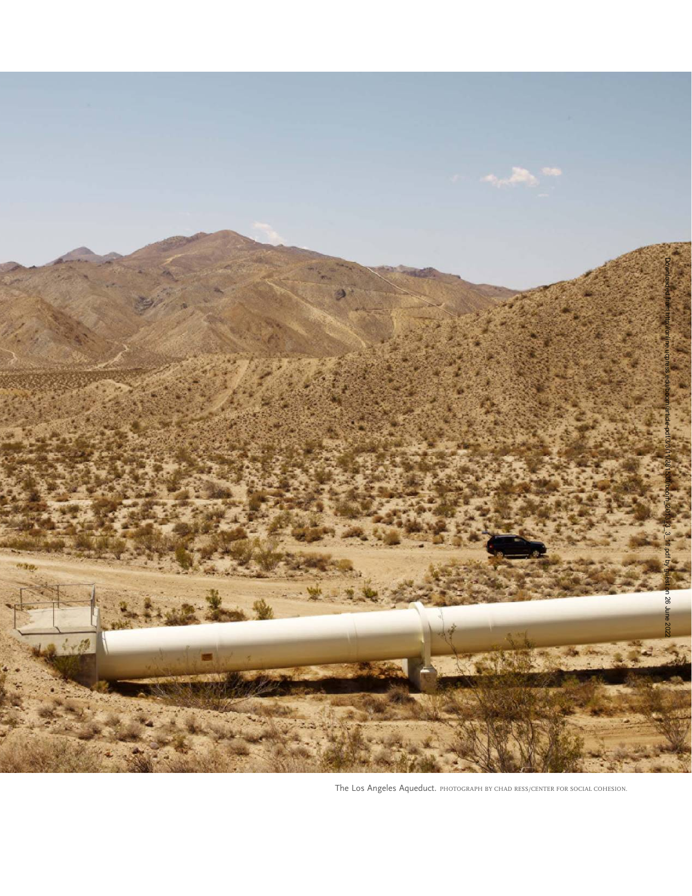The Los Angeles Aqueduct. PHOTOGRAPH BY CHAD RESS/CENTER FOR SOCIAL COHESION.